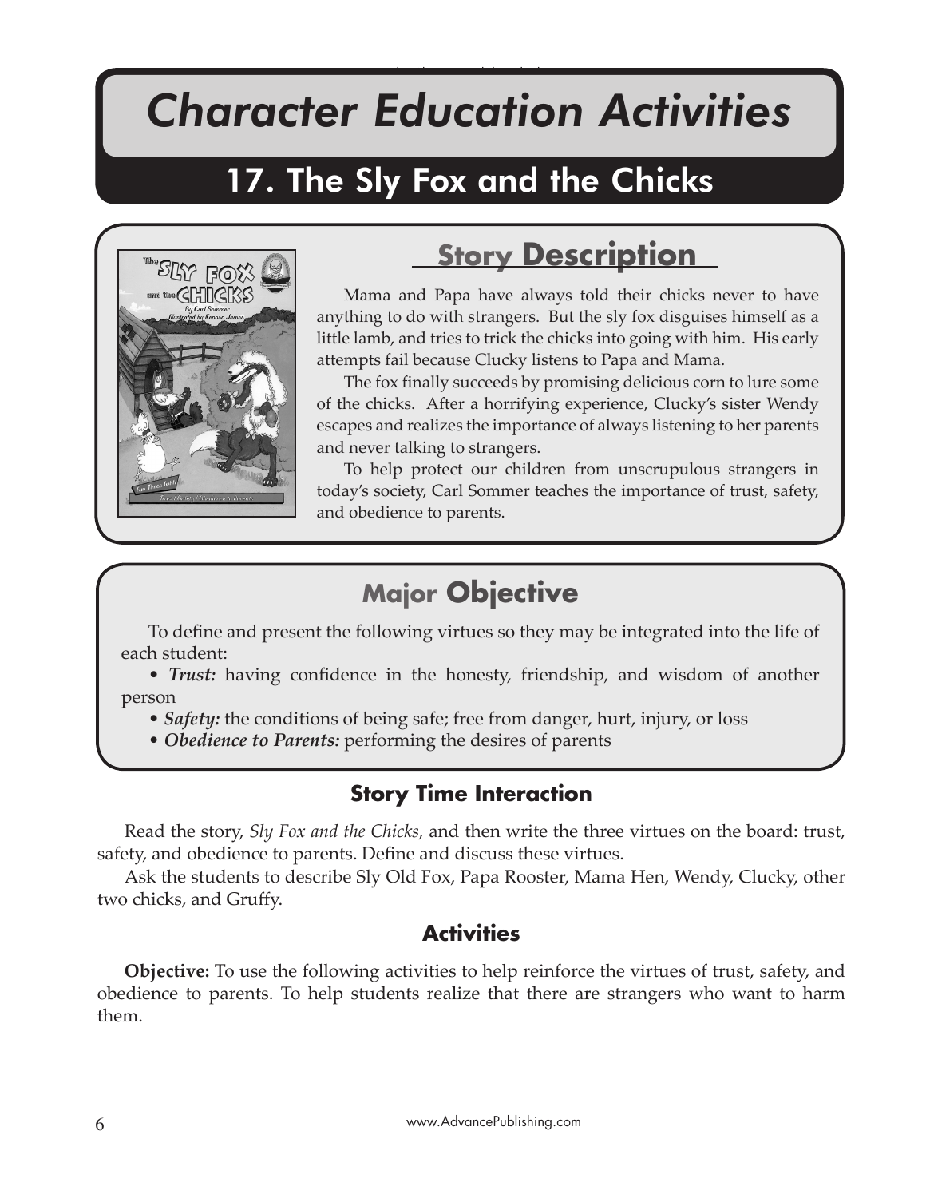# Character Education Activities

## 17. The Sly Fox and the Chicks

### Story Description

Mama and Papa have always told their chicks never to have anything to do with strangers. But the sly fox disguises himself as a little lamb, and tries to trick the chicks into going with him. His early attempts fail because Clucky listens to Papa and Mama.

The fox finally succeeds by promising delicious corn to lure some of the chicks. After a horrifying experience, Clucky's sister Wendy escapes and realizes the importance of always listening to her parents and never talking to strangers.

To help protect our children from unscrupulous strangers in today's society, Carl Sommer teaches the importance of trust, safety, and obedience to parents.

### Major Objective

To define and present the following virtues so they may be integrated into the life of each student:

- ***Trust:*** having confidence in the honesty, friendship, and wisdom of another person
- ***Safety:*** the conditions of being safe; free from danger, hurt, injury, or loss
- ***Obedience to Parents:*** performing the desires of parents

### Story Time Interaction

Read the story, *Sly Fox and the Chicks,* and then write the three virtues on the board: trust, safety, and obedience to parents. Define and discuss these virtues.

Ask the students to describe Sly Old Fox, Papa Rooster, Mama Hen, Wendy, Clucky, other two chicks, and Gruffy.

### Activities

**Objective:** To use the following activities to help reinforce the virtues of trust, safety, and obedience to parents. To help students realize that there are strangers who want to harm them.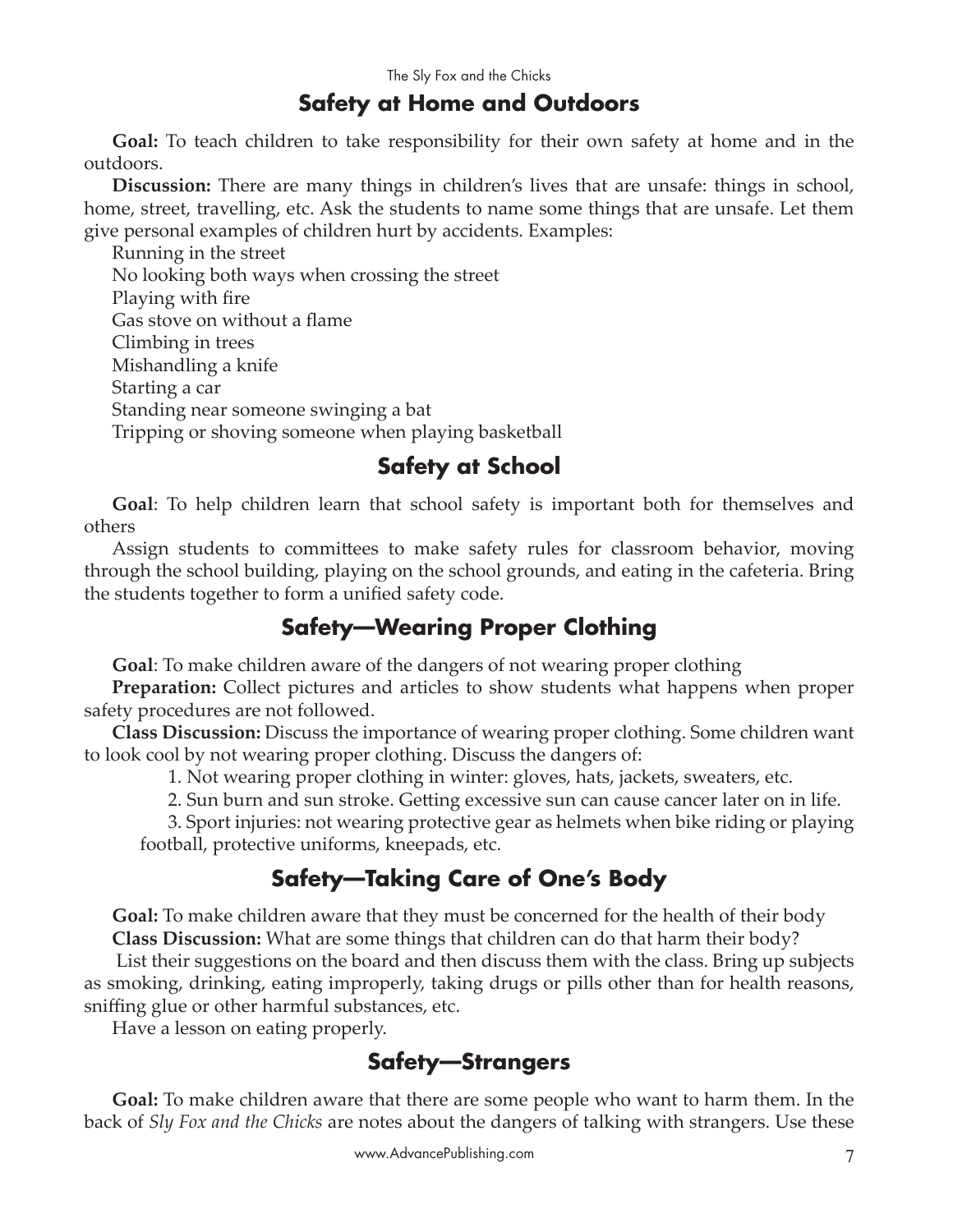## Safety at Home and Outdoors

**Goal:** To teach children to take responsibility for their own safety at home and in the outdoors.

**Discussion:** There are many things in children's lives that are unsafe: things in school, home, street, travelling, etc. Ask the students to name some things that are unsafe. Let them give personal examples of children hurt by accidents. Examples:

Running in the street
No looking both ways when crossing the street
Playing with fire
Gas stove on without a flame
Climbing in trees
Mishandling a knife
Starting a car
Standing near someone swinging a bat
Tripping or shoving someone when playing basketball

## Safety at School

**Goal**: To help children learn that school safety is important both for themselves and others

Assign students to committees to make safety rules for classroom behavior, moving through the school building, playing on the school grounds, and eating in the cafeteria. Bring the students together to form a unified safety code.

## Safety—Wearing Proper Clothing

**Goal**: To make children aware of the dangers of not wearing proper clothing

**Preparation:** Collect pictures and articles to show students what happens when proper safety procedures are not followed.

**Class Discussion:** Discuss the importance of wearing proper clothing. Some children want to look cool by not wearing proper clothing. Discuss the dangers of:

1. Not wearing proper clothing in winter: gloves, hats, jackets, sweaters, etc.
2. Sun burn and sun stroke. Getting excessive sun can cause cancer later on in life.
3. Sport injuries: not wearing protective gear as helmets when bike riding or playing football, protective uniforms, kneepads, etc.

## Safety—Taking Care of One's Body

**Goal:** To make children aware that they must be concerned for the health of their body

**Class Discussion:** What are some things that children can do that harm their body?

List their suggestions on the board and then discuss them with the class. Bring up subjects as smoking, drinking, eating improperly, taking drugs or pills other than for health reasons, sniffing glue or other harmful substances, etc.

Have a lesson on eating properly.

## Safety—Strangers

**Goal:** To make children aware that there are some people who want to harm them. In the back of *Sly Fox and the Chicks* are notes about the dangers of talking with strangers. Use these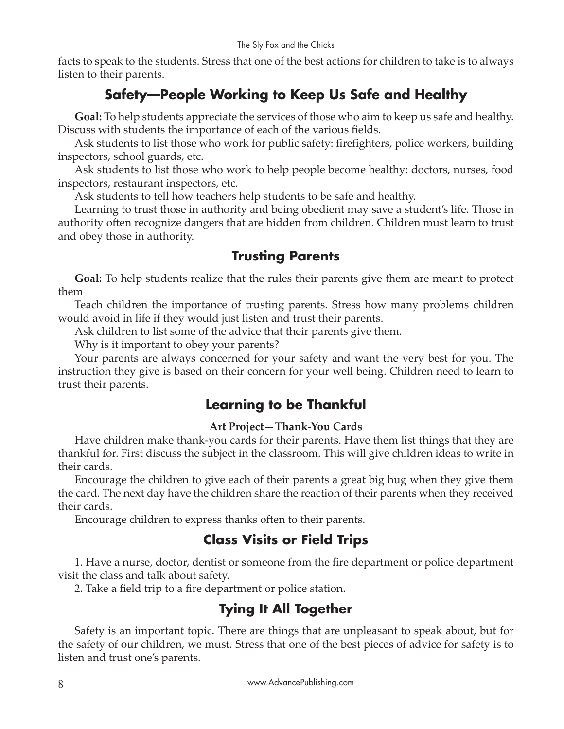facts to speak to the students. Stress that one of the best actions for children to take is to always listen to their parents.

## Safety—People Working to Keep Us Safe and Healthy

**Goal:** To help students appreciate the services of those who aim to keep us safe and healthy. Discuss with students the importance of each of the various fields.

Ask students to list those who work for public safety: firefighters, police workers, building inspectors, school guards, etc.

Ask students to list those who work to help people become healthy: doctors, nurses, food inspectors, restaurant inspectors, etc.

Ask students to tell how teachers help students to be safe and healthy.

Learning to trust those in authority and being obedient may save a student's life. Those in authority often recognize dangers that are hidden from children. Children must learn to trust and obey those in authority.

## Trusting Parents

**Goal:** To help students realize that the rules their parents give them are meant to protect them

Teach children the importance of trusting parents. Stress how many problems children would avoid in life if they would just listen and trust their parents.

Ask children to list some of the advice that their parents give them.

Why is it important to obey your parents?

Your parents are always concerned for your safety and want the very best for you. The instruction they give is based on their concern for your well being. Children need to learn to trust their parents.

## Learning to be Thankful

**Art Project—Thank-You Cards**

Have children make thank-you cards for their parents. Have them list things that they are thankful for. First discuss the subject in the classroom. This will give children ideas to write in their cards.

Encourage the children to give each of their parents a great big hug when they give them the card. The next day have the children share the reaction of their parents when they received their cards.

Encourage children to express thanks often to their parents.

## Class Visits or Field Trips

1. Have a nurse, doctor, dentist or someone from the fire department or police department visit the class and talk about safety.
2. Take a field trip to a fire department or police station.

## Tying It All Together

Safety is an important topic. There are things that are unpleasant to speak about, but for the safety of our children, we must. Stress that one of the best pieces of advice for safety is to listen and trust one's parents.